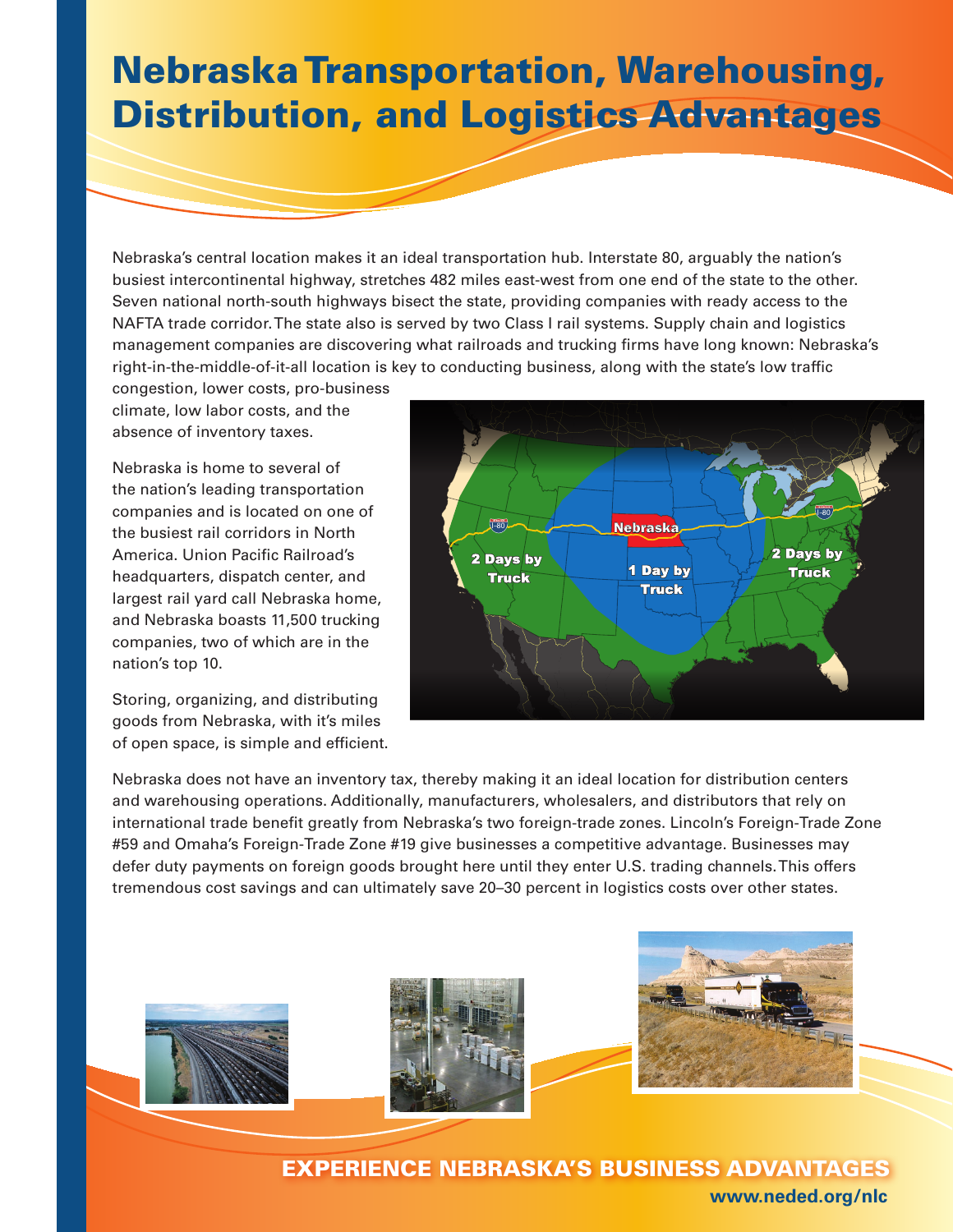# Nebraska Transportation, Warehousing, Distribution, and Logistics Advantages

Nebraska's central location makes it an ideal transportation hub. Interstate 80, arguably the nation's busiest intercontinental highway, stretches 482 miles east-west from one end of the state to the other. Seven national north-south highways bisect the state, providing companies with ready access to the NAFTA trade corridor. The state also is served by two Class I rail systems. Supply chain and logistics management companies are discovering what railroads and trucking firms have long known: Nebraska's right-in-the-middle-of-it-all location is key to conducting business, along with the state's low traffic congestion, lower costs, pro-business climate, low labor costs, and the absence of inventory taxes.

Nebraska is home to several of the nation's leading transportation companies and is located on one of the busiest rail corridors in North America. Union Pacific Railroad's headquarters, dispatch center, and largest rail yard call Nebraska home, and Nebraska boasts 11,500 trucking companies, two of which are in the nation's top 10.

Storing, organizing, and distributing goods from Nebraska, with it's miles of open space, is simple and efficient.

Nebraska does not have an inventory tax, thereby making it an ideal location for distribution centers and warehousing operations. Additionally, manufacturers, wholesalers, and distributors that rely on international trade benefit greatly from Nebraska's two foreign-trade zones. Lincoln's Foreign-Trade Zone #59 and Omaha's Foreign-Trade Zone #19 give businesses a competitive advantage. Businesses may defer duty payments on foreign goods brought here until they enter U.S. trading channels. This offers tremendous cost savings and can ultimately save 20–30 percent in logistics costs over other states.

## EXPERIENCE NEBRASKA'S BUSINESS ADVANTAGES

**www.neded.org/nlc**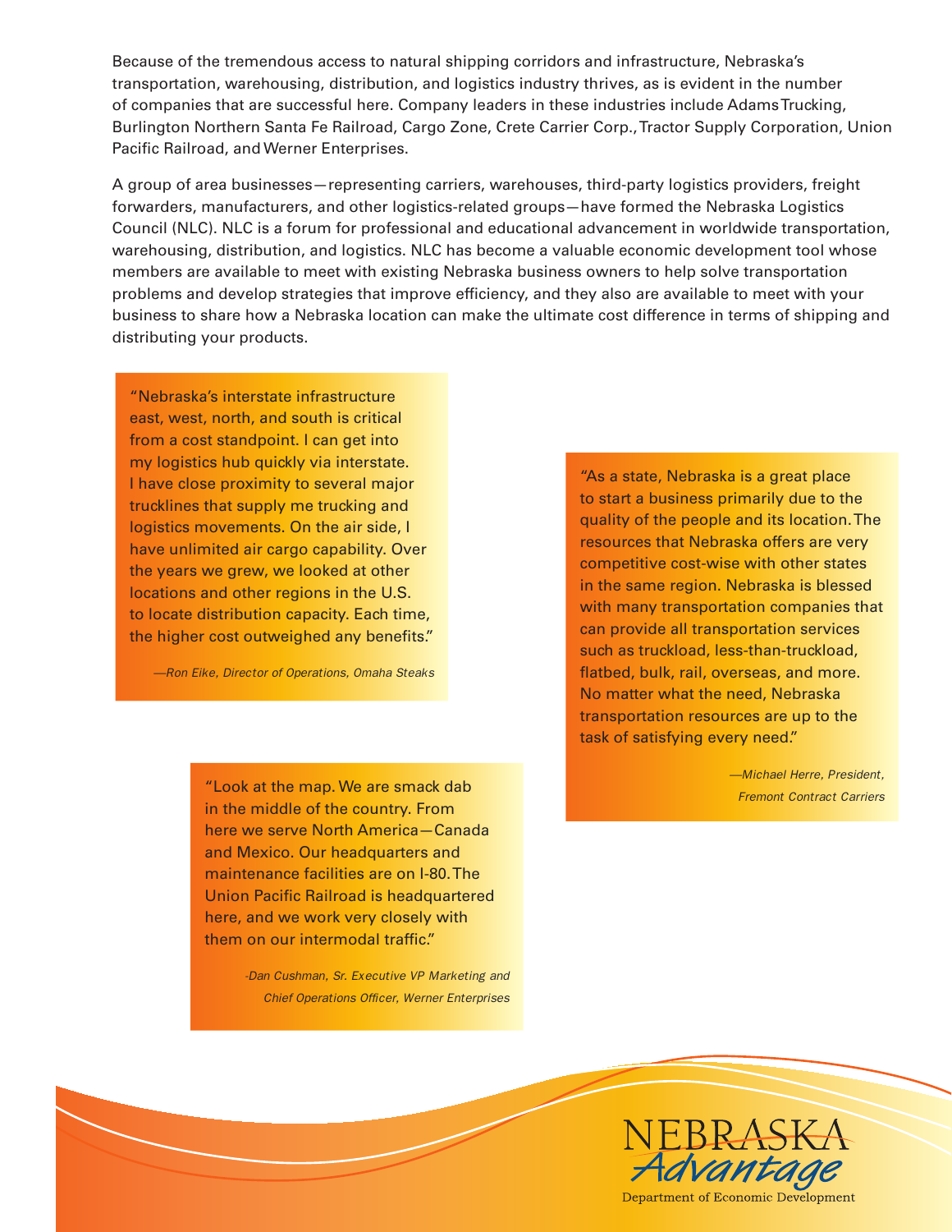Because of the tremendous access to natural shipping corridors and infrastructure, Nebraska's transportation, warehousing, distribution, and logistics industry thrives, as is evident in the number of companies that are successful here. Company leaders in these industries include Adams Trucking, Burlington Northern Santa Fe Railroad, Cargo Zone, Crete Carrier Corp., Tractor Supply Corporation, Union Pacific Railroad, and Werner Enterprises.

A group of area businesses—representing carriers, warehouses, third-party logistics providers, freight forwarders, manufacturers, and other logistics-related groups—have formed the Nebraska Logistics Council (NLC). NLC is a forum for professional and educational advancement in worldwide transportation, warehousing, distribution, and logistics. NLC has become a valuable economic development tool whose members are available to meet with existing Nebraska business owners to help solve transportation problems and develop strategies that improve efficiency, and they also are available to meet with your business to share how a Nebraska location can make the ultimate cost difference in terms of shipping and distributing your products.

> "Nebraska's interstate infrastructure east, west, north, and south is critical from a cost standpoint. I can get into my logistics hub quickly via interstate. I have close proximity to several major trucklines that supply me trucking and logistics movements. On the air side, I have unlimited air cargo capability. Over the years we grew, we looked at other locations and other regions in the U.S. to locate distribution capacity. Each time, the higher cost outweighed any benefits."
>
> *—Ron Eike, Director of Operations, Omaha Steaks*

> "As a state, Nebraska is a great place to start a business primarily due to the quality of the people and its location. The resources that Nebraska offers are very competitive cost-wise with other states in the same region. Nebraska is blessed with many transportation companies that can provide all transportation services such as truckload, less-than-truckload, flatbed, bulk, rail, overseas, and more. No matter what the need, Nebraska transportation resources are up to the task of satisfying every need."
>
> *—Michael Herre, President, Fremont Contract Carriers*

> "Look at the map. We are smack dab in the middle of the country. From here we serve North America—Canada and Mexico. Our headquarters and maintenance facilities are on I-80. The Union Pacific Railroad is headquartered here, and we work very closely with them on our intermodal traffic."
>
> *-Dan Cushman, Sr. Executive VP Marketing and Chief Operations Officer, Werner Enterprises*

NEBRASKA *Advantage*

Department of Economic Development